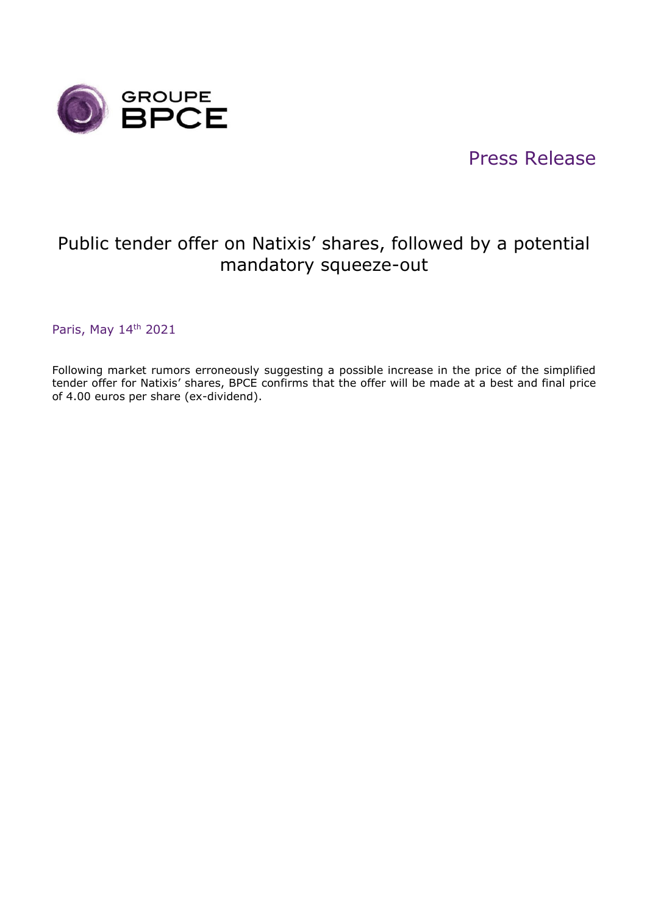GROUPE BPCE

Press Release

# Public tender offer on Natixis' shares, followed by a potential mandatory squeeze-out

Paris, May 14th 2021

Following market rumors erroneously suggesting a possible increase in the price of the simplified tender offer for Natixis' shares, BPCE confirms that the offer will be made at a best and final price of 4.00 euros per share (ex-dividend).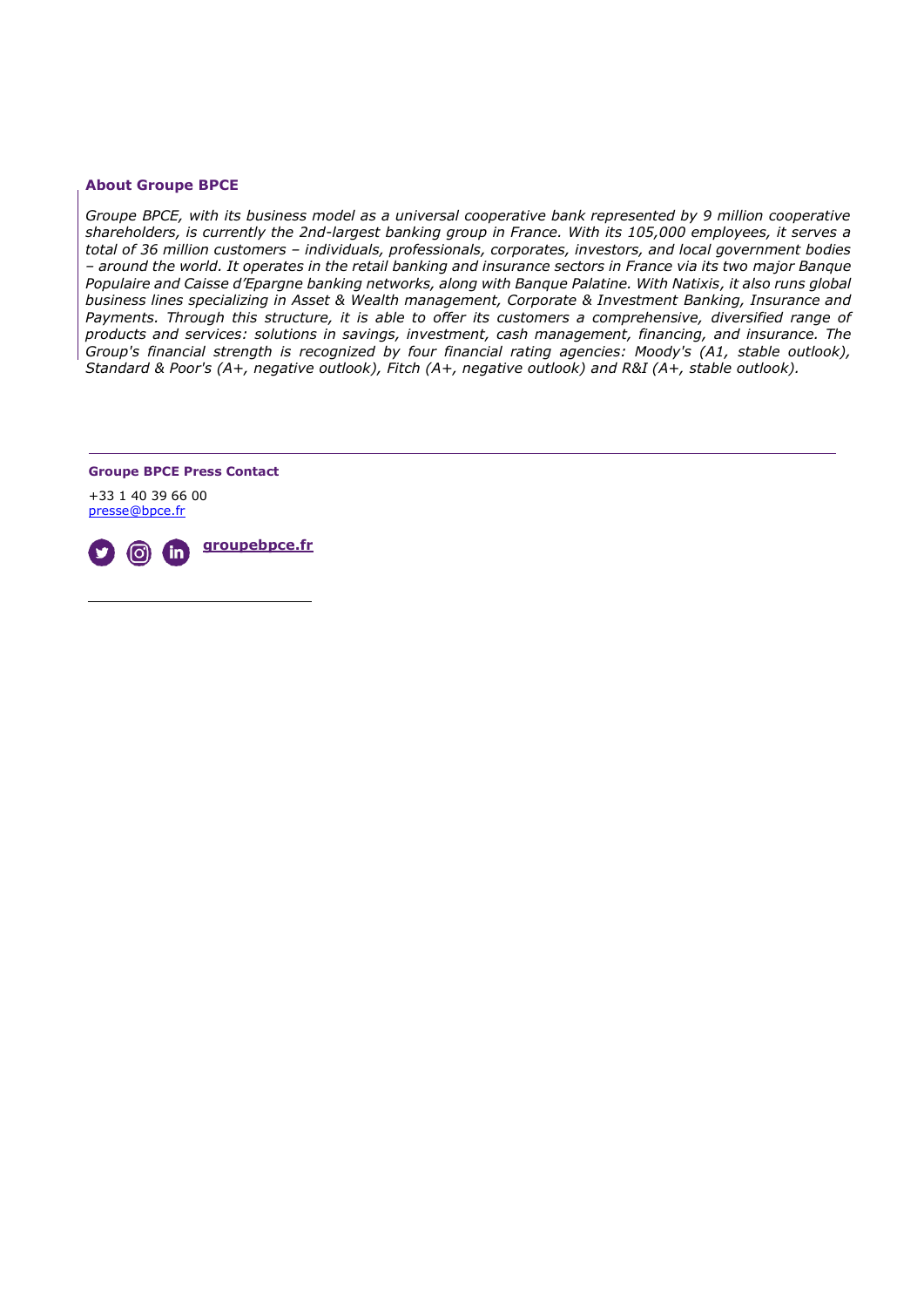## About Groupe BPCE

*Groupe BPCE, with its business model as a universal cooperative bank represented by 9 million cooperative shareholders, is currently the 2nd-largest banking group in France. With its 105,000 employees, it serves a total of 36 million customers – individuals, professionals, corporates, investors, and local government bodies – around the world. It operates in the retail banking and insurance sectors in France via its two major Banque Populaire and Caisse d'Epargne banking networks, along with Banque Palatine. With Natixis, it also runs global business lines specializing in Asset & Wealth management, Corporate & Investment Banking, Insurance and Payments. Through this structure, it is able to offer its customers a comprehensive, diversified range of products and services: solutions in savings, investment, cash management, financing, and insurance. The Group's financial strength is recognized by four financial rating agencies: Moody's (A1, stable outlook), Standard & Poor's (A+, negative outlook), Fitch (A+, negative outlook) and R&I (A+, stable outlook).*

---

**Groupe BPCE Press Contact**

+33 1 40 39 66 00
presse@bpce.fr

**groupebpce.fr**